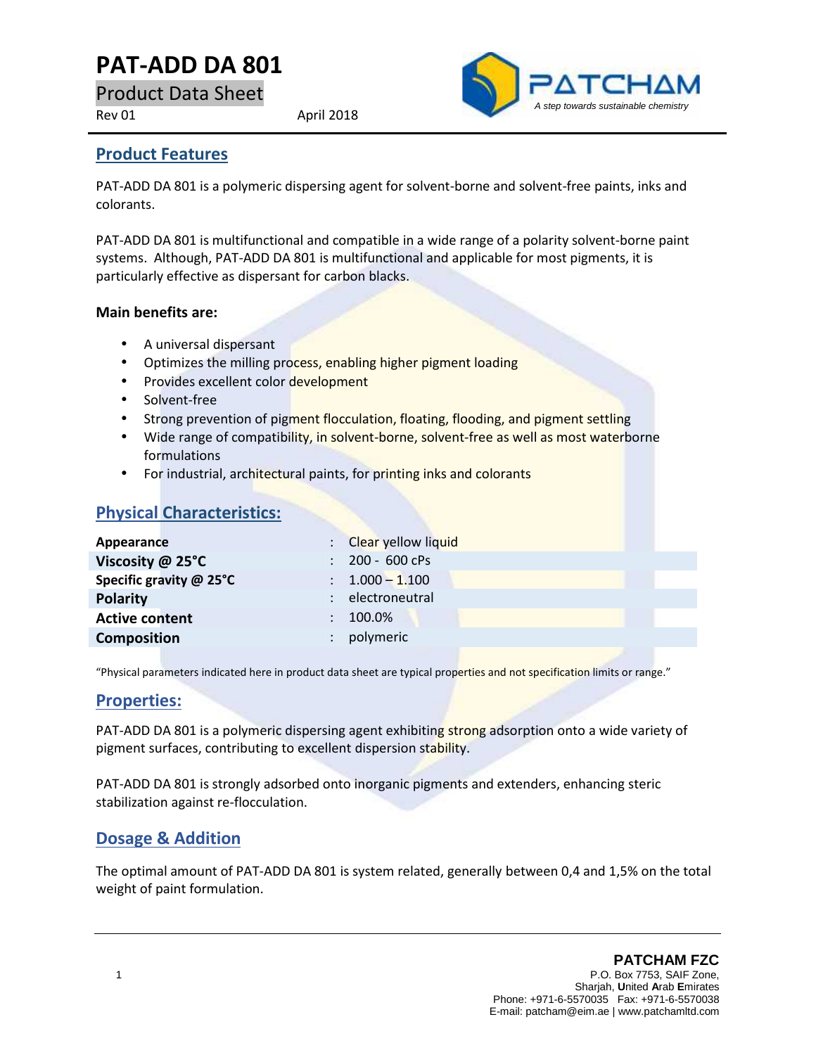# PAT-ADD DA 801

Product Data Sheet

Rev 01 April 2018

PATCHAM

*A step towards sustainable chemistry*

## Product Features

PAT-ADD DA 801 is a polymeric dispersing agent for solvent-borne and solvent-free paints, inks and colorants.

PAT-ADD DA 801 is multifunctional and compatible in a wide range of a polarity solvent-borne paint systems. Although, PAT-ADD DA 801 is multifunctional and applicable for most pigments, it is particularly effective as dispersant for carbon blacks.

**Main benefits are:**

- A universal dispersant
- Optimizes the milling process, enabling higher pigment loading
- Provides excellent color development
- Solvent-free
- Strong prevention of pigment flocculation, floating, flooding, and pigment settling
- Wide range of compatibility, in solvent-borne, solvent-free as well as most waterborne formulations
- For industrial, architectural paints, for printing inks and colorants

## Physical Characteristics:

| | | |
|---|---|---|
| **Appearance** | : | Clear yellow liquid |
| **Viscosity @ 25°C** | : | 200 - 600 cPs |
| **Specific gravity @ 25°C** | : | 1.000 – 1.100 |
| **Polarity** | : | electroneutral |
| **Active content** | : | 100.0% |
| **Composition** | : | polymeric |

“Physical parameters indicated here in product data sheet are typical properties and not specification limits or range.”

## Properties:

PAT-ADD DA 801 is a polymeric dispersing agent exhibiting strong adsorption onto a wide variety of pigment surfaces, contributing to excellent dispersion stability.

PAT-ADD DA 801 is strongly adsorbed onto inorganic pigments and extenders, enhancing steric stabilization against re-flocculation.

## Dosage & Addition

The optimal amount of PAT-ADD DA 801 is system related, generally between 0,4 and 1,5% on the total weight of paint formulation.

**PATCHAM FZC**
P.O. Box 7753, SAIF Zone,
Sharjah, **U**nited **A**rab **E**mirates
Phone: +971-6-5570035 Fax: +971-6-5570038
E-mail: patcham@eim.ae | www.patchamltd.com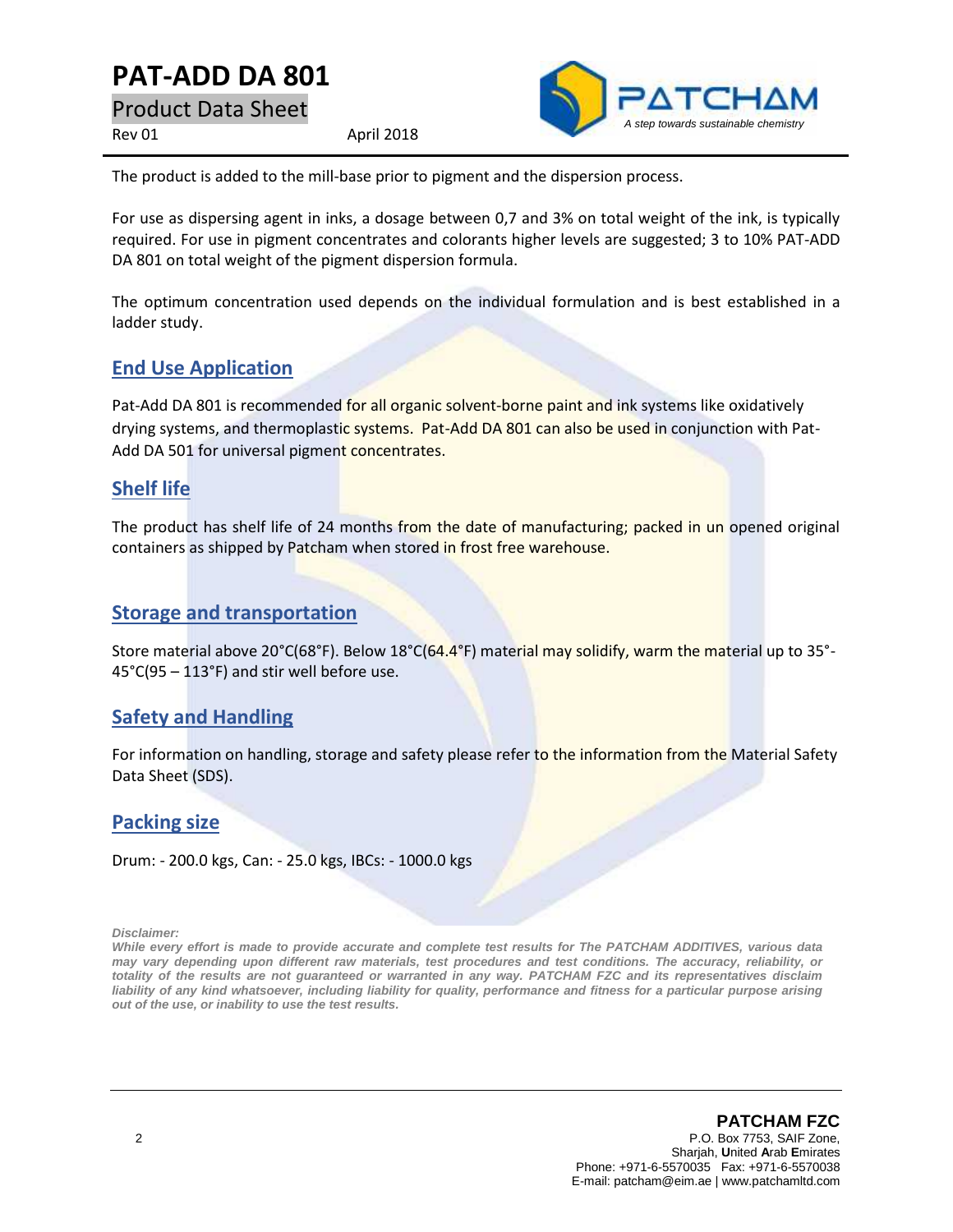The product is added to the mill-base prior to pigment and the dispersion process.

For use as dispersing agent in inks, a dosage between 0,7 and 3% on total weight of the ink, is typically required. For use in pigment concentrates and colorants higher levels are suggested; 3 to 10% PAT-ADD DA 801 on total weight of the pigment dispersion formula.

The optimum concentration used depends on the individual formulation and is best established in a ladder study.

## End Use Application

Pat-Add DA 801 is recommended for all organic solvent-borne paint and ink systems like oxidatively drying systems, and thermoplastic systems. Pat-Add DA 801 can also be used in conjunction with Pat-Add DA 501 for universal pigment concentrates.

## Shelf life

The product has shelf life of 24 months from the date of manufacturing; packed in un opened original containers as shipped by Patcham when stored in frost free warehouse.

## Storage and transportation

Store material above 20°C(68°F). Below 18°C(64.4°F) material may solidify, warm the material up to 35°-45°C(95 – 113°F) and stir well before use.

## Safety and Handling

For information on handling, storage and safety please refer to the information from the Material Safety Data Sheet (SDS).

## Packing size

Drum: - 200.0 kgs, Can: - 25.0 kgs, IBCs: - 1000.0 kgs

***Disclaimer:***

***While every effort is made to provide accurate and complete test results for The PATCHAM ADDITIVES, various data may vary depending upon different raw materials, test procedures and test conditions. The accuracy, reliability, or totality of the results are not guaranteed or warranted in any way. PATCHAM FZC and its representatives disclaim liability of any kind whatsoever, including liability for quality, performance and fitness for a particular purpose arising out of the use, or inability to use the test results.***

**PATCHAM FZC**
P.O. Box 7753, SAIF Zone,
Sharjah, **U**nited **A**rab **E**mirates
Phone: +971-6-5570035 Fax: +971-6-5570038
E-mail: patcham@eim.ae | www.patchamltd.com